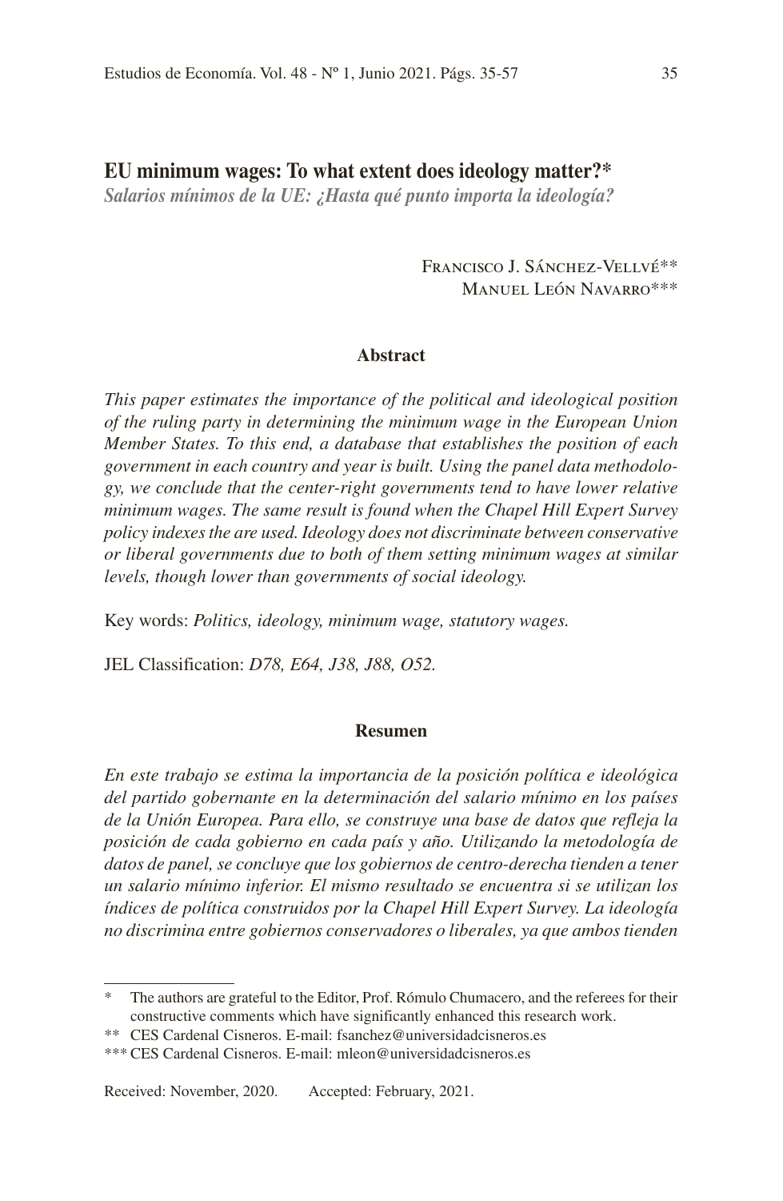# EU minimum wages: To what extent does ideology matter?*

*Salarios mínimos de la UE: ¿Hasta qué punto importa la ideología?*

Francisco J. Sánchez-Vellvé**
Manuel León Navarro***

## Abstract

*This paper estimates the importance of the political and ideological position of the ruling party in determining the minimum wage in the European Union Member States. To this end, a database that establishes the position of each government in each country and year is built. Using the panel data methodology, we conclude that the center-right governments tend to have lower relative minimum wages. The same result is found when the Chapel Hill Expert Survey policy indexes the are used. Ideology does not discriminate between conservative or liberal governments due to both of them setting minimum wages at similar levels, though lower than governments of social ideology.*

Key words: *Politics, ideology, minimum wage, statutory wages.*

JEL Classification: *D78, E64, J38, J88, O52.*

## Resumen

*En este trabajo se estima la importancia de la posición política e ideológica del partido gobernante en la determinación del salario mínimo en los países de la Unión Europea. Para ello, se construye una base de datos que refleja la posición de cada gobierno en cada país y año. Utilizando la metodología de datos de panel, se concluye que los gobiernos de centro-derecha tienden a tener un salario mínimo inferior. El mismo resultado se encuentra si se utilizan los índices de política construidos por la Chapel Hill Expert Survey. La ideología no discrimina entre gobiernos conservadores o liberales, ya que ambos tienden*

---

\* The authors are grateful to the Editor, Prof. Rómulo Chumacero, and the referees for their constructive comments which have significantly enhanced this research work.

\** CES Cardenal Cisneros. E-mail: fsanchez@universidadcisneros.es

\*** CES Cardenal Cisneros. E-mail: mleon@universidadcisneros.es

Received: November, 2020. Accepted: February, 2021.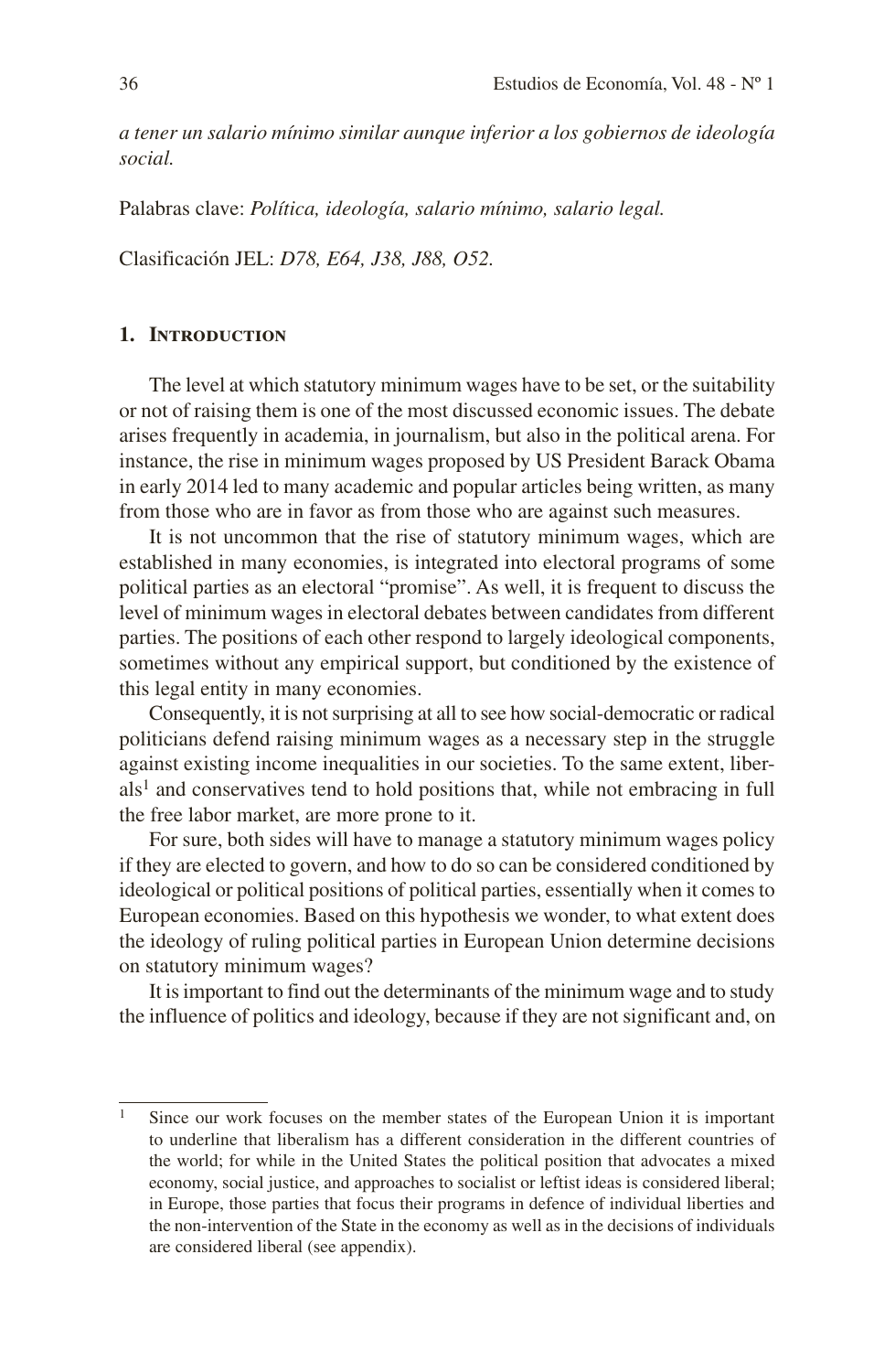*a tener un salario mínimo similar aunque inferior a los gobiernos de ideología social.*

Palabras clave: *Política, ideología, salario mínimo, salario legal.*

Clasificación JEL: *D78, E64, J38, J88, O52.*

## 1. Introduction

The level at which statutory minimum wages have to be set, or the suitability or not of raising them is one of the most discussed economic issues. The debate arises frequently in academia, in journalism, but also in the political arena. For instance, the rise in minimum wages proposed by US President Barack Obama in early 2014 led to many academic and popular articles being written, as many from those who are in favor as from those who are against such measures.

It is not uncommon that the rise of statutory minimum wages, which are established in many economies, is integrated into electoral programs of some political parties as an electoral "promise". As well, it is frequent to discuss the level of minimum wages in electoral debates between candidates from different parties. The positions of each other respond to largely ideological components, sometimes without any empirical support, but conditioned by the existence of this legal entity in many economies.

Consequently, it is not surprising at all to see how social-democratic or radical politicians defend raising minimum wages as a necessary step in the struggle against existing income inequalities in our societies. To the same extent, liberals[1] and conservatives tend to hold positions that, while not embracing in full the free labor market, are more prone to it.

For sure, both sides will have to manage a statutory minimum wages policy if they are elected to govern, and how to do so can be considered conditioned by ideological or political positions of political parties, essentially when it comes to European economies. Based on this hypothesis we wonder, to what extent does the ideology of ruling political parties in European Union determine decisions on statutory minimum wages?

It is important to find out the determinants of the minimum wage and to study the influence of politics and ideology, because if they are not significant and, on

---

[1] Since our work focuses on the member states of the European Union it is important to underline that liberalism has a different consideration in the different countries of the world; for while in the United States the political position that advocates a mixed economy, social justice, and approaches to socialist or leftist ideas is considered liberal; in Europe, those parties that focus their programs in defence of individual liberties and the non-intervention of the State in the economy as well as in the decisions of individuals are considered liberal (see appendix).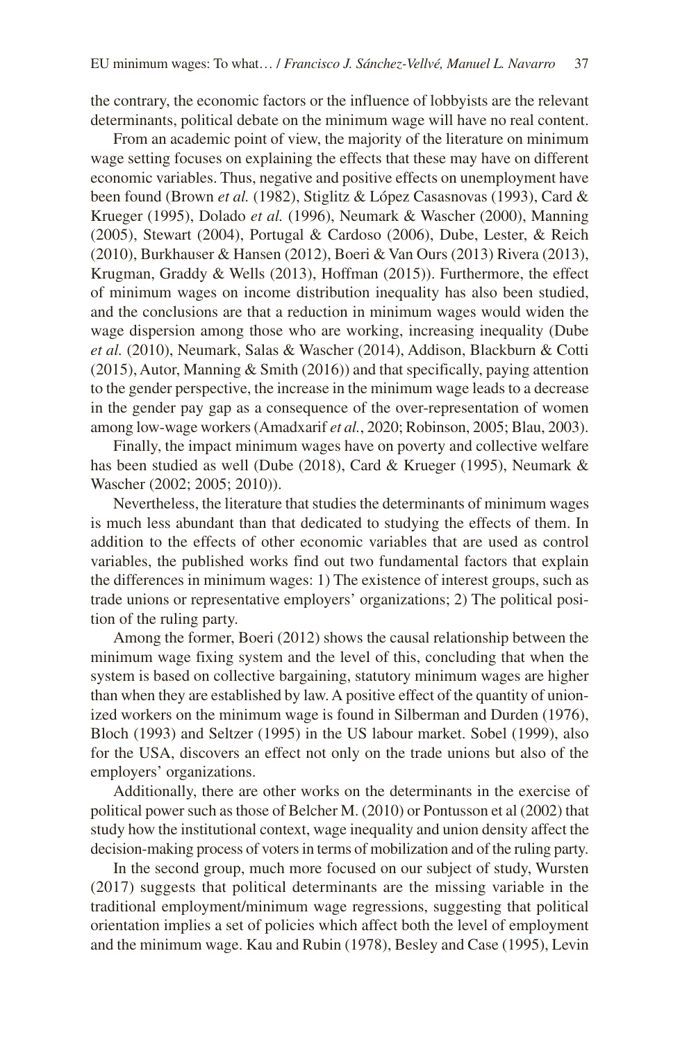the contrary, the economic factors or the influence of lobbyists are the relevant determinants, political debate on the minimum wage will have no real content.

From an academic point of view, the majority of the literature on minimum wage setting focuses on explaining the effects that these may have on different economic variables. Thus, negative and positive effects on unemployment have been found (Brown *et al.* (1982), Stiglitz & López Casasnovas (1993), Card & Krueger (1995), Dolado *et al.* (1996), Neumark & Wascher (2000), Manning (2005), Stewart (2004), Portugal & Cardoso (2006), Dube, Lester, & Reich (2010), Burkhauser & Hansen (2012), Boeri & Van Ours (2013) Rivera (2013), Krugman, Graddy & Wells (2013), Hoffman (2015)). Furthermore, the effect of minimum wages on income distribution inequality has also been studied, and the conclusions are that a reduction in minimum wages would widen the wage dispersion among those who are working, increasing inequality (Dube *et al.* (2010), Neumark, Salas & Wascher (2014), Addison, Blackburn & Cotti (2015), Autor, Manning & Smith (2016)) and that specifically, paying attention to the gender perspective, the increase in the minimum wage leads to a decrease in the gender pay gap as a consequence of the over-representation of women among low-wage workers (Amadxarif *et al.*, 2020; Robinson, 2005; Blau, 2003).

Finally, the impact minimum wages have on poverty and collective welfare has been studied as well (Dube (2018), Card & Krueger (1995), Neumark & Wascher (2002; 2005; 2010)).

Nevertheless, the literature that studies the determinants of minimum wages is much less abundant than that dedicated to studying the effects of them. In addition to the effects of other economic variables that are used as control variables, the published works find out two fundamental factors that explain the differences in minimum wages: 1) The existence of interest groups, such as trade unions or representative employers' organizations; 2) The political position of the ruling party.

Among the former, Boeri (2012) shows the causal relationship between the minimum wage fixing system and the level of this, concluding that when the system is based on collective bargaining, statutory minimum wages are higher than when they are established by law. A positive effect of the quantity of unionized workers on the minimum wage is found in Silberman and Durden (1976), Bloch (1993) and Seltzer (1995) in the US labour market. Sobel (1999), also for the USA, discovers an effect not only on the trade unions but also of the employers' organizations.

Additionally, there are other works on the determinants in the exercise of political power such as those of Belcher M. (2010) or Pontusson et al (2002) that study how the institutional context, wage inequality and union density affect the decision-making process of voters in terms of mobilization and of the ruling party.

In the second group, much more focused on our subject of study, Wursten (2017) suggests that political determinants are the missing variable in the traditional employment/minimum wage regressions, suggesting that political orientation implies a set of policies which affect both the level of employment and the minimum wage. Kau and Rubin (1978), Besley and Case (1995), Levin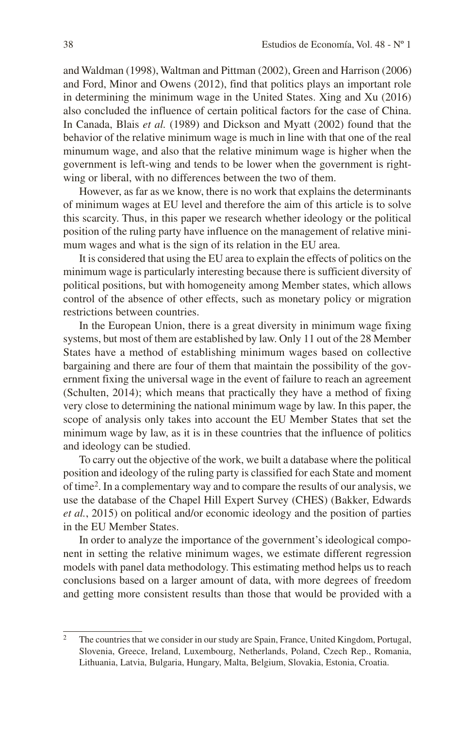and Waldman (1998), Waltman and Pittman (2002), Green and Harrison (2006) and Ford, Minor and Owens (2012), find that politics plays an important role in determining the minimum wage in the United States. Xing and Xu (2016) also concluded the influence of certain political factors for the case of China. In Canada, Blais *et al.* (1989) and Dickson and Myatt (2002) found that the behavior of the relative minimum wage is much in line with that one of the real minumum wage, and also that the relative minimum wage is higher when the government is left-wing and tends to be lower when the government is right-wing or liberal, with no differences between the two of them.

However, as far as we know, there is no work that explains the determinants of minimum wages at EU level and therefore the aim of this article is to solve this scarcity. Thus, in this paper we research whether ideology or the political position of the ruling party have influence on the management of relative minimum wages and what is the sign of its relation in the EU area.

It is considered that using the EU area to explain the effects of politics on the minimum wage is particularly interesting because there is sufficient diversity of political positions, but with homogeneity among Member states, which allows control of the absence of other effects, such as monetary policy or migration restrictions between countries.

In the European Union, there is a great diversity in minimum wage fixing systems, but most of them are established by law. Only 11 out of the 28 Member States have a method of establishing minimum wages based on collective bargaining and there are four of them that maintain the possibility of the government fixing the universal wage in the event of failure to reach an agreement (Schulten, 2014); which means that practically they have a method of fixing very close to determining the national minimum wage by law. In this paper, the scope of analysis only takes into account the EU Member States that set the minimum wage by law, as it is in these countries that the influence of politics and ideology can be studied.

To carry out the objective of the work, we built a database where the political position and ideology of the ruling party is classified for each State and moment of time[2]. In a complementary way and to compare the results of our analysis, we use the database of the Chapel Hill Expert Survey (CHES) (Bakker, Edwards *et al.*, 2015) on political and/or economic ideology and the position of parties in the EU Member States.

In order to analyze the importance of the government's ideological component in setting the relative minimum wages, we estimate different regression models with panel data methodology. This estimating method helps us to reach conclusions based on a larger amount of data, with more degrees of freedom and getting more consistent results than those that would be provided with a

[2] The countries that we consider in our study are Spain, France, United Kingdom, Portugal, Slovenia, Greece, Ireland, Luxembourg, Netherlands, Poland, Czech Rep., Romania, Lithuania, Latvia, Bulgaria, Hungary, Malta, Belgium, Slovakia, Estonia, Croatia.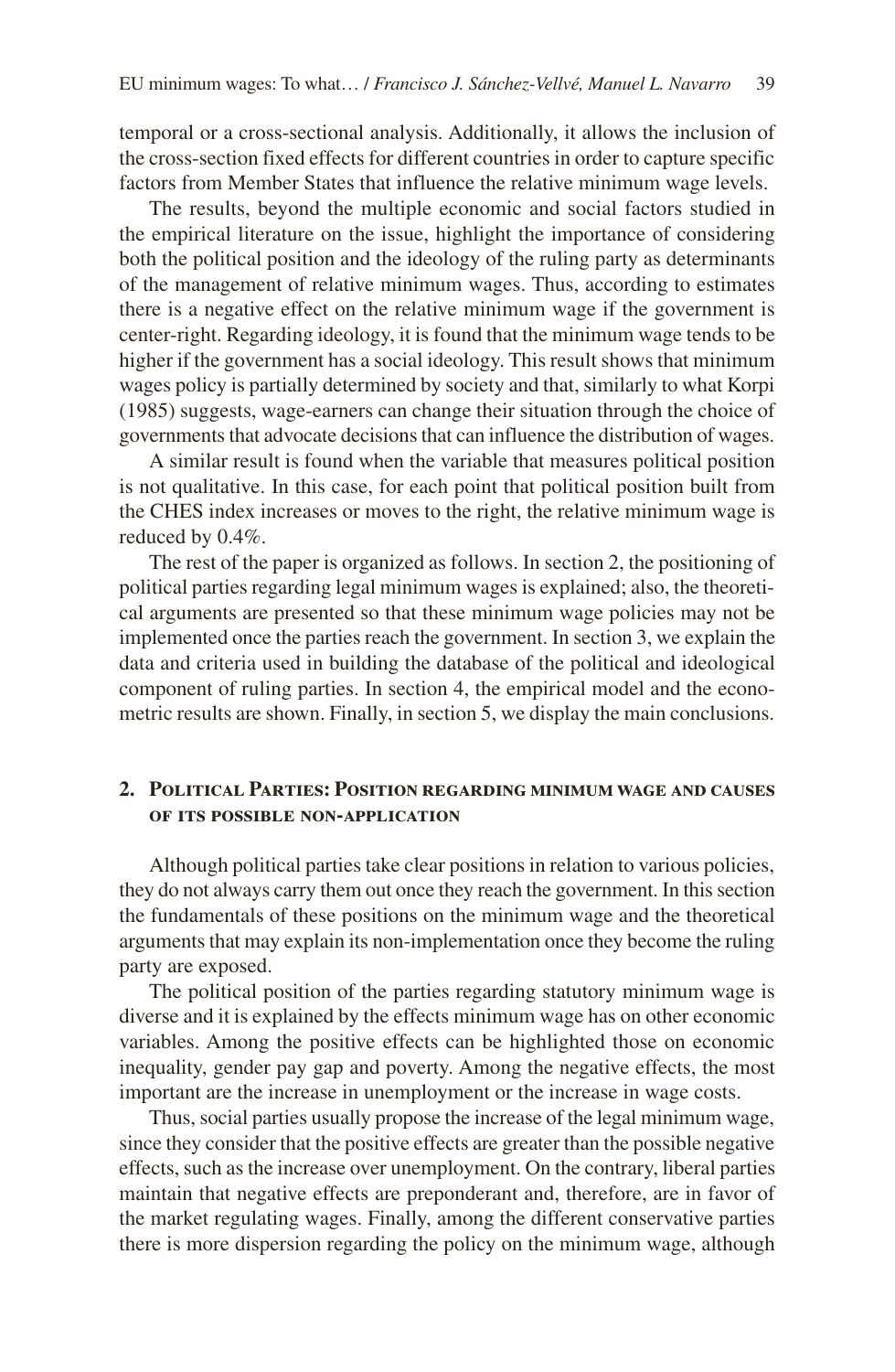temporal or a cross-sectional analysis. Additionally, it allows the inclusion of the cross-section fixed effects for different countries in order to capture specific factors from Member States that influence the relative minimum wage levels.

The results, beyond the multiple economic and social factors studied in the empirical literature on the issue, highlight the importance of considering both the political position and the ideology of the ruling party as determinants of the management of relative minimum wages. Thus, according to estimates there is a negative effect on the relative minimum wage if the government is center-right. Regarding ideology, it is found that the minimum wage tends to be higher if the government has a social ideology. This result shows that minimum wages policy is partially determined by society and that, similarly to what Korpi (1985) suggests, wage-earners can change their situation through the choice of governments that advocate decisions that can influence the distribution of wages.

A similar result is found when the variable that measures political position is not qualitative. In this case, for each point that political position built from the CHES index increases or moves to the right, the relative minimum wage is reduced by 0.4%.

The rest of the paper is organized as follows. In section 2, the positioning of political parties regarding legal minimum wages is explained; also, the theoretical arguments are presented so that these minimum wage policies may not be implemented once the parties reach the government. In section 3, we explain the data and criteria used in building the database of the political and ideological component of ruling parties. In section 4, the empirical model and the econometric results are shown. Finally, in section 5, we display the main conclusions.

## 2. Political Parties: Position regarding minimum wage and causes of its possible non-application

Although political parties take clear positions in relation to various policies, they do not always carry them out once they reach the government. In this section the fundamentals of these positions on the minimum wage and the theoretical arguments that may explain its non-implementation once they become the ruling party are exposed.

The political position of the parties regarding statutory minimum wage is diverse and it is explained by the effects minimum wage has on other economic variables. Among the positive effects can be highlighted those on economic inequality, gender pay gap and poverty. Among the negative effects, the most important are the increase in unemployment or the increase in wage costs.

Thus, social parties usually propose the increase of the legal minimum wage, since they consider that the positive effects are greater than the possible negative effects, such as the increase over unemployment. On the contrary, liberal parties maintain that negative effects are preponderant and, therefore, are in favor of the market regulating wages. Finally, among the different conservative parties there is more dispersion regarding the policy on the minimum wage, although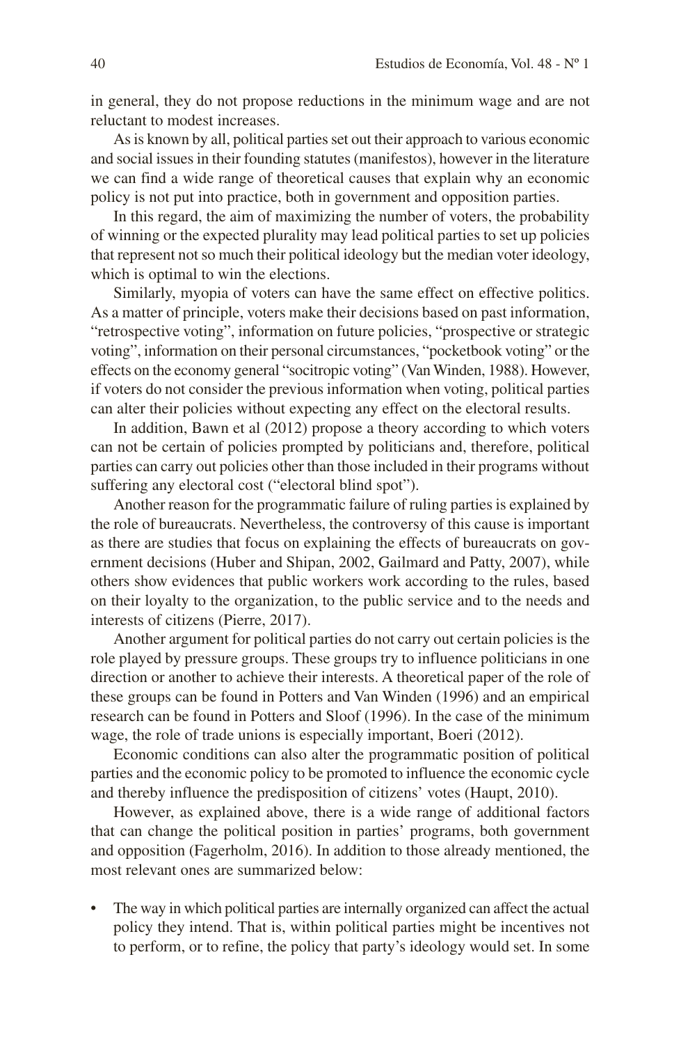in general, they do not propose reductions in the minimum wage and are not reluctant to modest increases.

As is known by all, political parties set out their approach to various economic and social issues in their founding statutes (manifestos), however in the literature we can find a wide range of theoretical causes that explain why an economic policy is not put into practice, both in government and opposition parties.

In this regard, the aim of maximizing the number of voters, the probability of winning or the expected plurality may lead political parties to set up policies that represent not so much their political ideology but the median voter ideology, which is optimal to win the elections.

Similarly, myopia of voters can have the same effect on effective politics. As a matter of principle, voters make their decisions based on past information, "retrospective voting", information on future policies, "prospective or strategic voting", information on their personal circumstances, "pocketbook voting" or the effects on the economy general "socitropic voting" (Van Winden, 1988). However, if voters do not consider the previous information when voting, political parties can alter their policies without expecting any effect on the electoral results.

In addition, Bawn et al (2012) propose a theory according to which voters can not be certain of policies prompted by politicians and, therefore, political parties can carry out policies other than those included in their programs without suffering any electoral cost ("electoral blind spot").

Another reason for the programmatic failure of ruling parties is explained by the role of bureaucrats. Nevertheless, the controversy of this cause is important as there are studies that focus on explaining the effects of bureaucrats on government decisions (Huber and Shipan, 2002, Gailmard and Patty, 2007), while others show evidences that public workers work according to the rules, based on their loyalty to the organization, to the public service and to the needs and interests of citizens (Pierre, 2017).

Another argument for political parties do not carry out certain policies is the role played by pressure groups. These groups try to influence politicians in one direction or another to achieve their interests. A theoretical paper of the role of these groups can be found in Potters and Van Winden (1996) and an empirical research can be found in Potters and Sloof (1996). In the case of the minimum wage, the role of trade unions is especially important, Boeri (2012).

Economic conditions can also alter the programmatic position of political parties and the economic policy to be promoted to influence the economic cycle and thereby influence the predisposition of citizens' votes (Haupt, 2010).

However, as explained above, there is a wide range of additional factors that can change the political position in parties' programs, both government and opposition (Fagerholm, 2016). In addition to those already mentioned, the most relevant ones are summarized below:

- The way in which political parties are internally organized can affect the actual policy they intend. That is, within political parties might be incentives not to perform, or to refine, the policy that party's ideology would set. In some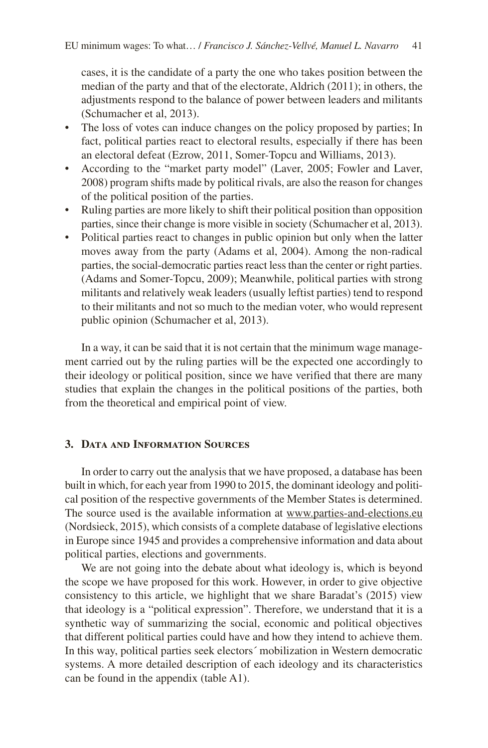cases, it is the candidate of a party the one who takes position between the median of the party and that of the electorate, Aldrich (2011); in others, the adjustments respond to the balance of power between leaders and militants (Schumacher et al, 2013).

- The loss of votes can induce changes on the policy proposed by parties; In fact, political parties react to electoral results, especially if there has been an electoral defeat (Ezrow, 2011, Somer-Topcu and Williams, 2013).
- According to the "market party model" (Laver, 2005; Fowler and Laver, 2008) program shifts made by political rivals, are also the reason for changes of the political position of the parties.
- Ruling parties are more likely to shift their political position than opposition parties, since their change is more visible in society (Schumacher et al, 2013).
- Political parties react to changes in public opinion but only when the latter moves away from the party (Adams et al, 2004). Among the non-radical parties, the social-democratic parties react less than the center or right parties. (Adams and Somer-Topcu, 2009); Meanwhile, political parties with strong militants and relatively weak leaders (usually leftist parties) tend to respond to their militants and not so much to the median voter, who would represent public opinion (Schumacher et al, 2013).

In a way, it can be said that it is not certain that the minimum wage management carried out by the ruling parties will be the expected one accordingly to their ideology or political position, since we have verified that there are many studies that explain the changes in the political positions of the parties, both from the theoretical and empirical point of view.

## 3. Data and Information Sources

In order to carry out the analysis that we have proposed, a database has been built in which, for each year from 1990 to 2015, the dominant ideology and political position of the respective governments of the Member States is determined. The source used is the available information at www.parties-and-elections.eu (Nordsieck, 2015), which consists of a complete database of legislative elections in Europe since 1945 and provides a comprehensive information and data about political parties, elections and governments.

We are not going into the debate about what ideology is, which is beyond the scope we have proposed for this work. However, in order to give objective consistency to this article, we highlight that we share Baradat's (2015) view that ideology is a "political expression". Therefore, we understand that it is a synthetic way of summarizing the social, economic and political objectives that different political parties could have and how they intend to achieve them. In this way, political parties seek electors´ mobilization in Western democratic systems. A more detailed description of each ideology and its characteristics can be found in the appendix (table A1).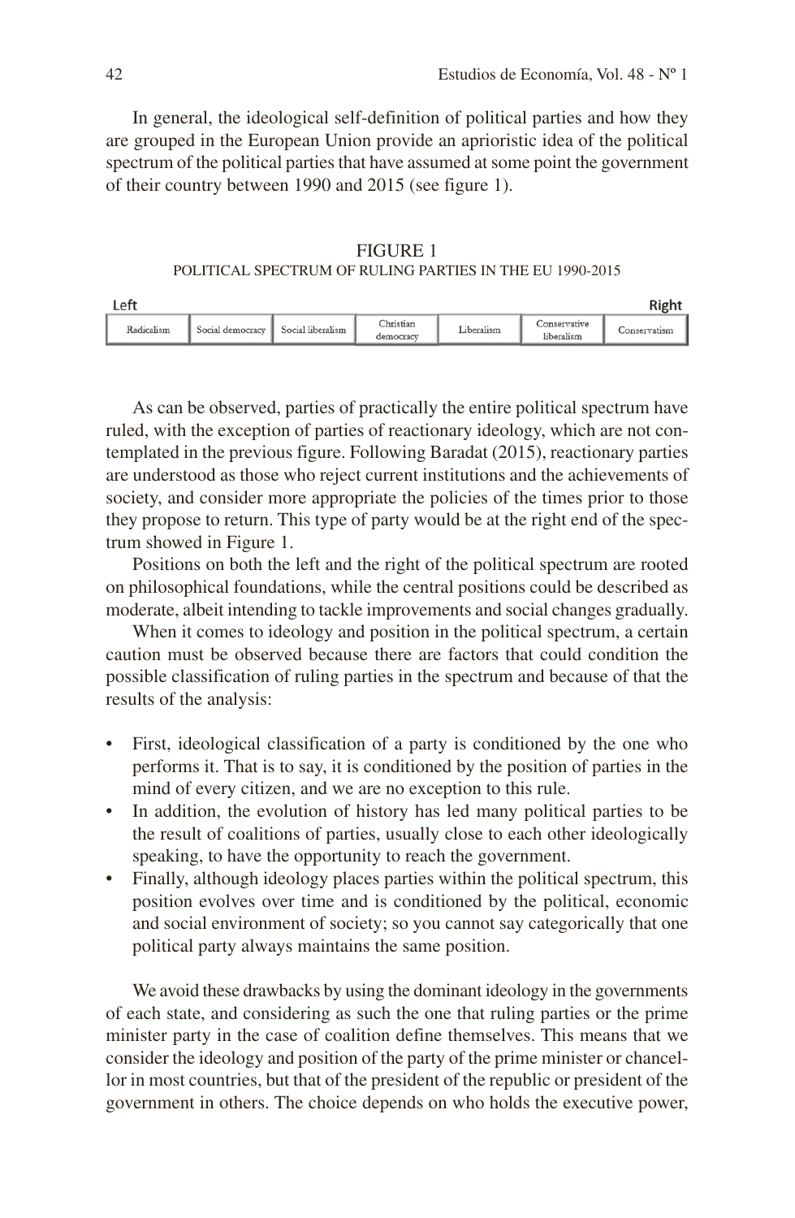In general, the ideological self-definition of political parties and how they are grouped in the European Union provide an aprioristic idea of the political spectrum of the political parties that have assumed at some point the government of their country between 1990 and 2015 (see figure 1).

FIGURE 1
POLITICAL SPECTRUM OF RULING PARTIES IN THE EU 1990-2015

| Left | | | | | | Right |
|---|---|---|---|---|---|---|
| Radicalism | Social democracy | Social liberalism | Christian democracy | Liberalism | Conservative liberalism | Conservatism |

As can be observed, parties of practically the entire political spectrum have ruled, with the exception of parties of reactionary ideology, which are not contemplated in the previous figure. Following Baradat (2015), reactionary parties are understood as those who reject current institutions and the achievements of society, and consider more appropriate the policies of the times prior to those they propose to return. This type of party would be at the right end of the spectrum showed in Figure 1.

Positions on both the left and the right of the political spectrum are rooted on philosophical foundations, while the central positions could be described as moderate, albeit intending to tackle improvements and social changes gradually.

When it comes to ideology and position in the political spectrum, a certain caution must be observed because there are factors that could condition the possible classification of ruling parties in the spectrum and because of that the results of the analysis:

- First, ideological classification of a party is conditioned by the one who performs it. That is to say, it is conditioned by the position of parties in the mind of every citizen, and we are no exception to this rule.
- In addition, the evolution of history has led many political parties to be the result of coalitions of parties, usually close to each other ideologically speaking, to have the opportunity to reach the government.
- Finally, although ideology places parties within the political spectrum, this position evolves over time and is conditioned by the political, economic and social environment of society; so you cannot say categorically that one political party always maintains the same position.

We avoid these drawbacks by using the dominant ideology in the governments of each state, and considering as such the one that ruling parties or the prime minister party in the case of coalition define themselves. This means that we consider the ideology and position of the party of the prime minister or chancellor in most countries, but that of the president of the republic or president of the government in others. The choice depends on who holds the executive power,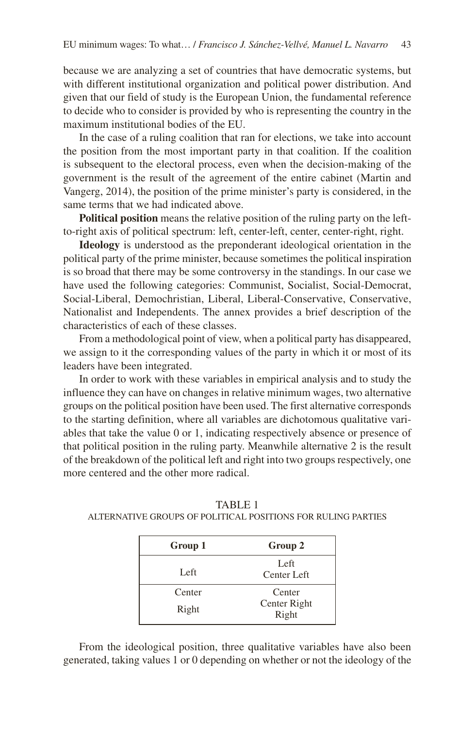because we are analyzing a set of countries that have democratic systems, but with different institutional organization and political power distribution. And given that our field of study is the European Union, the fundamental reference to decide who to consider is provided by who is representing the country in the maximum institutional bodies of the EU.

In the case of a ruling coalition that ran for elections, we take into account the position from the most important party in that coalition. If the coalition is subsequent to the electoral process, even when the decision-making of the government is the result of the agreement of the entire cabinet (Martin and Vangerg, 2014), the position of the prime minister's party is considered, in the same terms that we had indicated above.

**Political position** means the relative position of the ruling party on the left-to-right axis of political spectrum: left, center-left, center, center-right, right.

**Ideology** is understood as the preponderant ideological orientation in the political party of the prime minister, because sometimes the political inspiration is so broad that there may be some controversy in the standings. In our case we have used the following categories: Communist, Socialist, Social-Democrat, Social-Liberal, Demochristian, Liberal, Liberal-Conservative, Conservative, Nationalist and Independents. The annex provides a brief description of the characteristics of each of these classes.

From a methodological point of view, when a political party has disappeared, we assign to it the corresponding values of the party in which it or most of its leaders have been integrated.

In order to work with these variables in empirical analysis and to study the influence they can have on changes in relative minimum wages, two alternative groups on the political position have been used. The first alternative corresponds to the starting definition, where all variables are dichotomous qualitative variables that take the value 0 or 1, indicating respectively absence or presence of that political position in the ruling party. Meanwhile alternative 2 is the result of the breakdown of the political left and right into two groups respectively, one more centered and the other more radical.

TABLE 1
ALTERNATIVE GROUPS OF POLITICAL POSITIONS FOR RULING PARTIES

| Group 1 | Group 2 |
|---|---|
| Left | Left<br>Center Left |
| Center<br>Right | Center<br>Center Right<br>Right |

From the ideological position, three qualitative variables have also been generated, taking values 1 or 0 depending on whether or not the ideology of the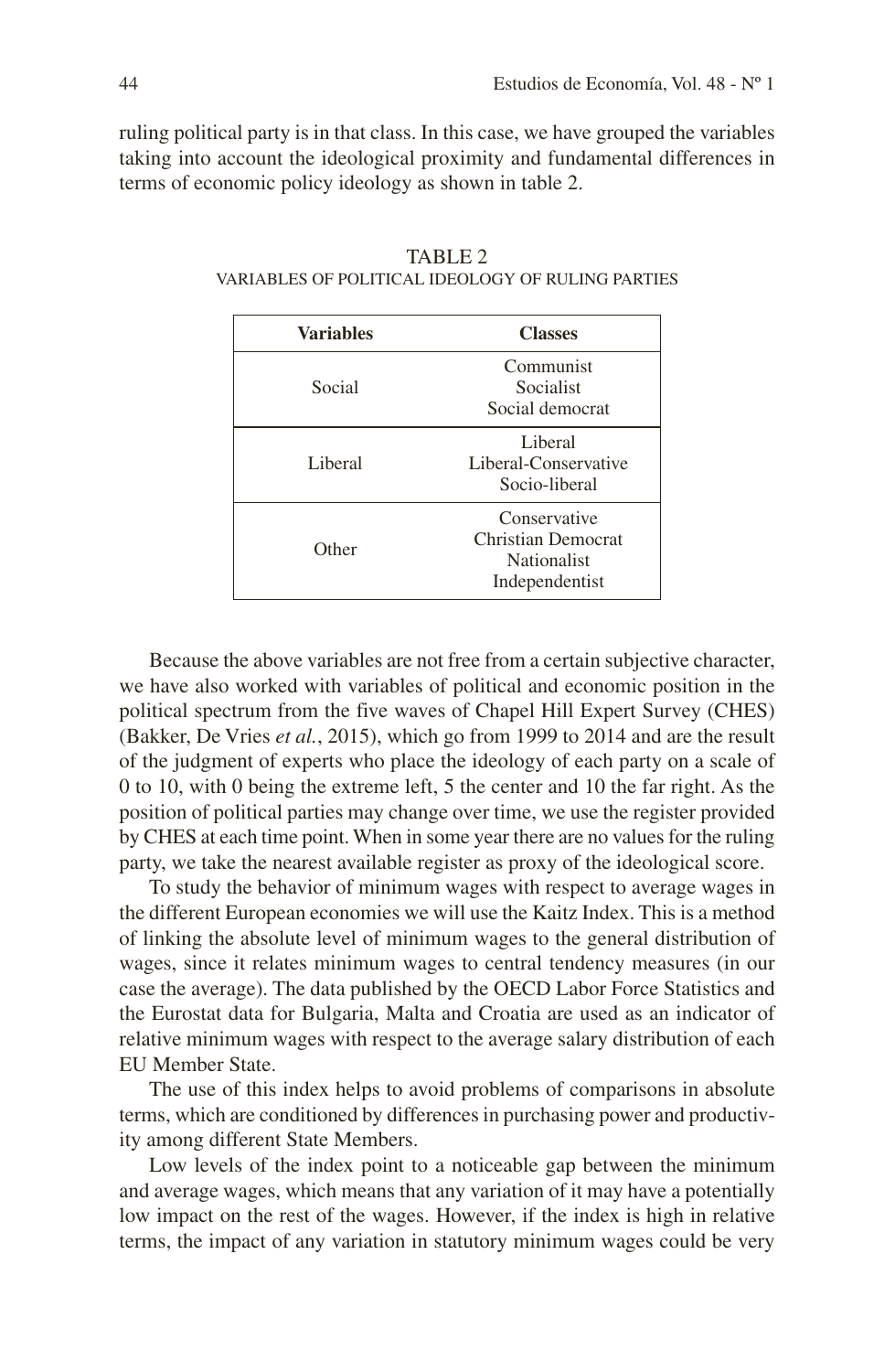ruling political party is in that class. In this case, we have grouped the variables taking into account the ideological proximity and fundamental differences in terms of economic policy ideology as shown in table 2.

TABLE 2
VARIABLES OF POLITICAL IDEOLOGY OF RULING PARTIES

| Variables | Classes |
|---|---|
| Social | Communist<br>Socialist<br>Social democrat |
| Liberal | Liberal<br>Liberal-Conservative<br>Socio-liberal |
| Other | Conservative<br>Christian Democrat<br>Nationalist<br>Independentist |

Because the above variables are not free from a certain subjective character, we have also worked with variables of political and economic position in the political spectrum from the five waves of Chapel Hill Expert Survey (CHES) (Bakker, De Vries *et al.*, 2015), which go from 1999 to 2014 and are the result of the judgment of experts who place the ideology of each party on a scale of 0 to 10, with 0 being the extreme left, 5 the center and 10 the far right. As the position of political parties may change over time, we use the register provided by CHES at each time point. When in some year there are no values for the ruling party, we take the nearest available register as proxy of the ideological score.

To study the behavior of minimum wages with respect to average wages in the different European economies we will use the Kaitz Index. This is a method of linking the absolute level of minimum wages to the general distribution of wages, since it relates minimum wages to central tendency measures (in our case the average). The data published by the OECD Labor Force Statistics and the Eurostat data for Bulgaria, Malta and Croatia are used as an indicator of relative minimum wages with respect to the average salary distribution of each EU Member State.

The use of this index helps to avoid problems of comparisons in absolute terms, which are conditioned by differences in purchasing power and productivity among different State Members.

Low levels of the index point to a noticeable gap between the minimum and average wages, which means that any variation of it may have a potentially low impact on the rest of the wages. However, if the index is high in relative terms, the impact of any variation in statutory minimum wages could be very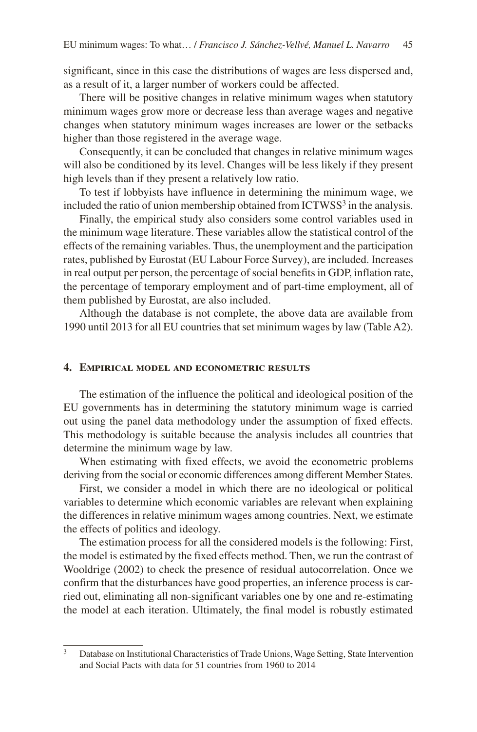significant, since in this case the distributions of wages are less dispersed and, as a result of it, a larger number of workers could be affected.

There will be positive changes in relative minimum wages when statutory minimum wages grow more or decrease less than average wages and negative changes when statutory minimum wages increases are lower or the setbacks higher than those registered in the average wage.

Consequently, it can be concluded that changes in relative minimum wages will also be conditioned by its level. Changes will be less likely if they present high levels than if they present a relatively low ratio.

To test if lobbyists have influence in determining the minimum wage, we included the ratio of union membership obtained from ICTWSS[3] in the analysis.

Finally, the empirical study also considers some control variables used in the minimum wage literature. These variables allow the statistical control of the effects of the remaining variables. Thus, the unemployment and the participation rates, published by Eurostat (EU Labour Force Survey), are included. Increases in real output per person, the percentage of social benefits in GDP, inflation rate, the percentage of temporary employment and of part-time employment, all of them published by Eurostat, are also included.

Although the database is not complete, the above data are available from 1990 until 2013 for all EU countries that set minimum wages by law (Table A2).

## 4. Empirical model and econometric results

The estimation of the influence the political and ideological position of the EU governments has in determining the statutory minimum wage is carried out using the panel data methodology under the assumption of fixed effects. This methodology is suitable because the analysis includes all countries that determine the minimum wage by law.

When estimating with fixed effects, we avoid the econometric problems deriving from the social or economic differences among different Member States.

First, we consider a model in which there are no ideological or political variables to determine which economic variables are relevant when explaining the differences in relative minimum wages among countries. Next, we estimate the effects of politics and ideology.

The estimation process for all the considered models is the following: First, the model is estimated by the fixed effects method. Then, we run the contrast of Wooldrige (2002) to check the presence of residual autocorrelation. Once we confirm that the disturbances have good properties, an inference process is carried out, eliminating all non-significant variables one by one and re-estimating the model at each iteration. Ultimately, the final model is robustly estimated

[3] Database on Institutional Characteristics of Trade Unions, Wage Setting, State Intervention and Social Pacts with data for 51 countries from 1960 to 2014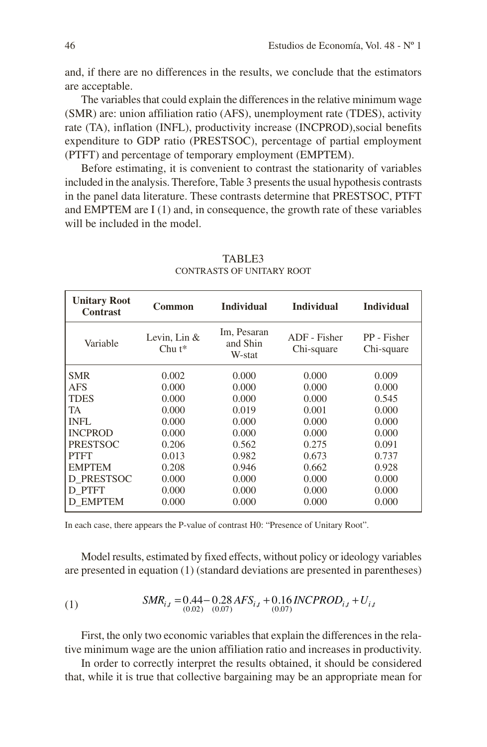and, if there are no differences in the results, we conclude that the estimators are acceptable.

The variables that could explain the differences in the relative minimum wage (SMR) are: union affiliation ratio (AFS), unemployment rate (TDES), activity rate (TA), inflation (INFL), productivity increase (INCPROD),social benefits expenditure to GDP ratio (PRESTSOC), percentage of partial employment (PTFT) and percentage of temporary employment (EMPTEM).

Before estimating, it is convenient to contrast the stationarity of variables included in the analysis. Therefore, Table 3 presents the usual hypothesis contrasts in the panel data literature. These contrasts determine that PRESTSOC, PTFT and EMPTEM are I (1) and, in consequence, the growth rate of these variables will be included in the model.

TABLE3
CONTRASTS OF UNITARY ROOT

| **Unitary Root Contrast** | **Common** | **Individual** | **Individual** | **Individual** |
|---|---|---|---|---|
| Variable | Levin, Lin & Chu t* | Im, Pesaran and Shin W-stat | ADF - Fisher Chi-square | PP - Fisher Chi-square |
| SMR | 0.002 | 0.000 | 0.000 | 0.009 |
| AFS | 0.000 | 0.000 | 0.000 | 0.000 |
| TDES | 0.000 | 0.000 | 0.000 | 0.545 |
| TA | 0.000 | 0.019 | 0.001 | 0.000 |
| INFL | 0.000 | 0.000 | 0.000 | 0.000 |
| INCPROD | 0.000 | 0.000 | 0.000 | 0.000 |
| PRESTSOC | 0.206 | 0.562 | 0.275 | 0.091 |
| PTFT | 0.013 | 0.982 | 0.673 | 0.737 |
| EMPTEM | 0.208 | 0.946 | 0.662 | 0.928 |
| D_PRESTSOC | 0.000 | 0.000 | 0.000 | 0.000 |
| D_PTFT | 0.000 | 0.000 | 0.000 | 0.000 |
| D_EMPTEM | 0.000 | 0.000 | 0.000 | 0.000 |

In each case, there appears the P-value of contrast H0: "Presence of Unitary Root".

Model results, estimated by fixed effects, without policy or ideology variables are presented in equation (1) (standard deviations are presented in parentheses)

$$SMR_{i,t} = \underset{(0.02)}{0.44} - \underset{(0.07)}{0.28} AFS_{i,t} + \underset{(0.07)}{0.16} INCPROD_{i,t} + U_{i,t} \tag{1}$$

First, the only two economic variables that explain the differences in the relative minimum wage are the union affiliation ratio and increases in productivity.

In order to correctly interpret the results obtained, it should be considered that, while it is true that collective bargaining may be an appropriate mean for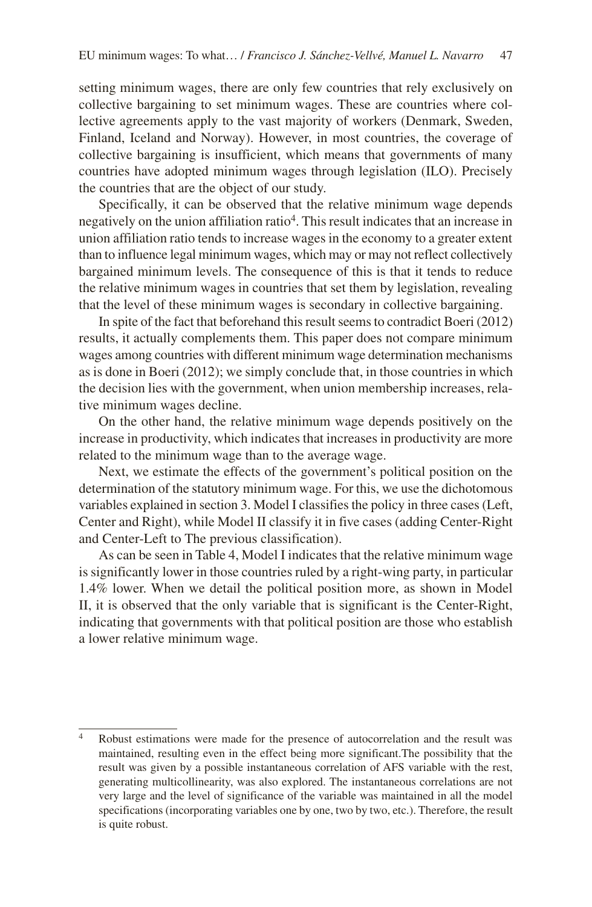setting minimum wages, there are only few countries that rely exclusively on collective bargaining to set minimum wages. These are countries where collective agreements apply to the vast majority of workers (Denmark, Sweden, Finland, Iceland and Norway). However, in most countries, the coverage of collective bargaining is insufficient, which means that governments of many countries have adopted minimum wages through legislation (ILO). Precisely the countries that are the object of our study.

Specifically, it can be observed that the relative minimum wage depends negatively on the union affiliation ratio[4]. This result indicates that an increase in union affiliation ratio tends to increase wages in the economy to a greater extent than to influence legal minimum wages, which may or may not reflect collectively bargained minimum levels. The consequence of this is that it tends to reduce the relative minimum wages in countries that set them by legislation, revealing that the level of these minimum wages is secondary in collective bargaining.

In spite of the fact that beforehand this result seems to contradict Boeri (2012) results, it actually complements them. This paper does not compare minimum wages among countries with different minimum wage determination mechanisms as is done in Boeri (2012); we simply conclude that, in those countries in which the decision lies with the government, when union membership increases, relative minimum wages decline.

On the other hand, the relative minimum wage depends positively on the increase in productivity, which indicates that increases in productivity are more related to the minimum wage than to the average wage.

Next, we estimate the effects of the government's political position on the determination of the statutory minimum wage. For this, we use the dichotomous variables explained in section 3. Model I classifies the policy in three cases (Left, Center and Right), while Model II classify it in five cases (adding Center-Right and Center-Left to The previous classification).

As can be seen in Table 4, Model I indicates that the relative minimum wage is significantly lower in those countries ruled by a right-wing party, in particular 1.4% lower. When we detail the political position more, as shown in Model II, it is observed that the only variable that is significant is the Center-Right, indicating that governments with that political position are those who establish a lower relative minimum wage.

---

[4] Robust estimations were made for the presence of autocorrelation and the result was maintained, resulting even in the effect being more significant.The possibility that the result was given by a possible instantaneous correlation of AFS variable with the rest, generating multicollinearity, was also explored. The instantaneous correlations are not very large and the level of significance of the variable was maintained in all the model specifications (incorporating variables one by one, two by two, etc.). Therefore, the result is quite robust.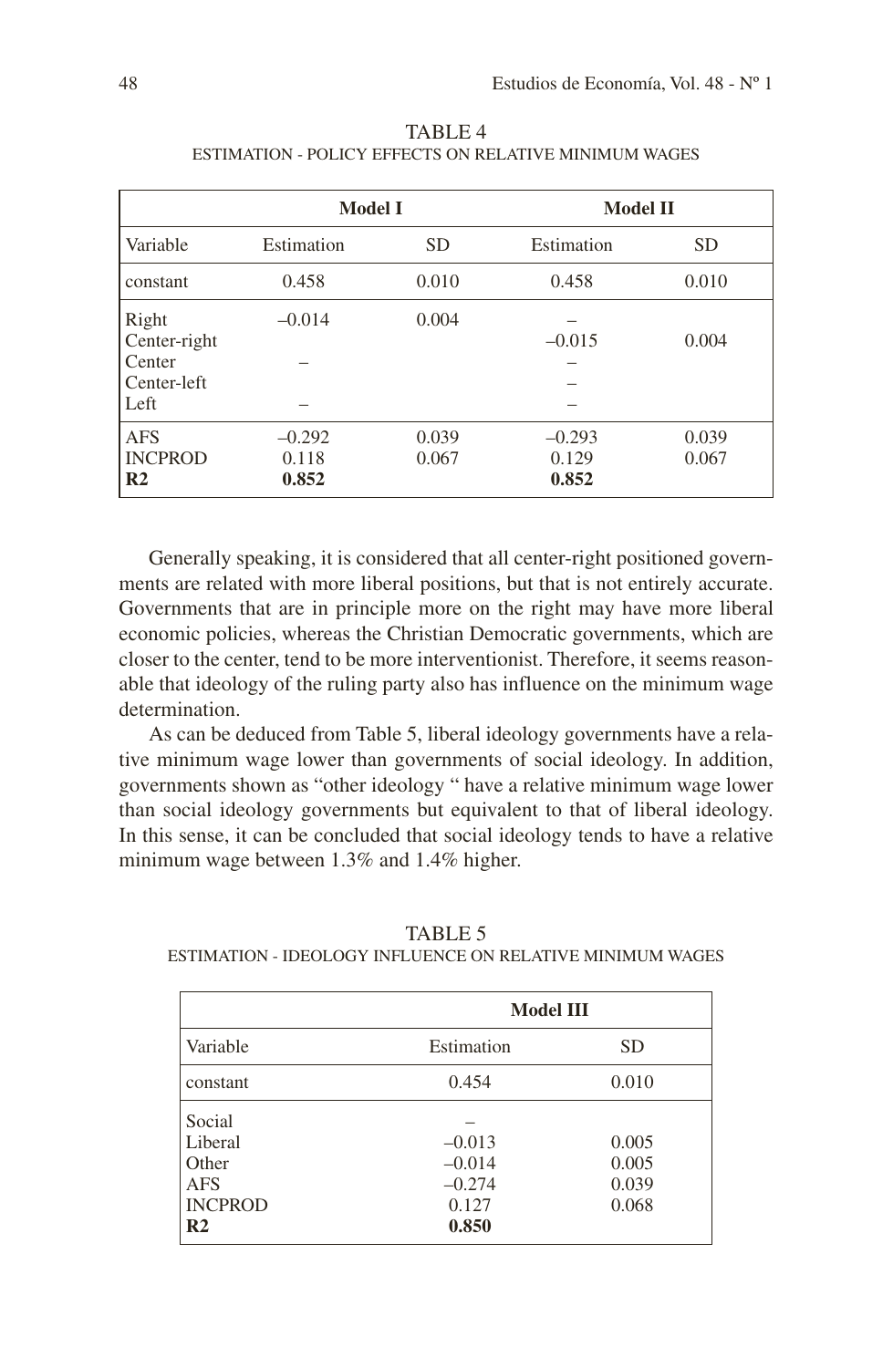TABLE 4
ESTIMATION - POLICY EFFECTS ON RELATIVE MINIMUM WAGES

| | Model I | | Model II | |
|---|---|---|---|---|
| Variable | Estimation | SD | Estimation | SD |
| constant | 0.458 | 0.010 | 0.458 | 0.010 |
| Right | –0.014 | 0.004 | – | |
| Center-right | | | –0.015 | 0.004 |
| Center | – | | – | |
| Center-left | | | – | |
| Left | – | | – | |
| AFS | –0.292 | 0.039 | –0.293 | 0.039 |
| INCPROD | 0.118 | 0.067 | 0.129 | 0.067 |
| **R2** | **0.852** | | **0.852** | |

Generally speaking, it is considered that all center-right positioned governments are related with more liberal positions, but that is not entirely accurate. Governments that are in principle more on the right may have more liberal economic policies, whereas the Christian Democratic governments, which are closer to the center, tend to be more interventionist. Therefore, it seems reasonable that ideology of the ruling party also has influence on the minimum wage determination.

As can be deduced from Table 5, liberal ideology governments have a relative minimum wage lower than governments of social ideology. In addition, governments shown as "other ideology " have a relative minimum wage lower than social ideology governments but equivalent to that of liberal ideology. In this sense, it can be concluded that social ideology tends to have a relative minimum wage between 1.3% and 1.4% higher.

TABLE 5
ESTIMATION - IDEOLOGY INFLUENCE ON RELATIVE MINIMUM WAGES

| | Model III | |
|---|---|---|
| Variable | Estimation | SD |
| constant | 0.454 | 0.010 |
| Social | – | |
| Liberal | –0.013 | 0.005 |
| Other | –0.014 | 0.005 |
| AFS | –0.274 | 0.039 |
| INCPROD | 0.127 | 0.068 |
| **R2** | **0.850** | |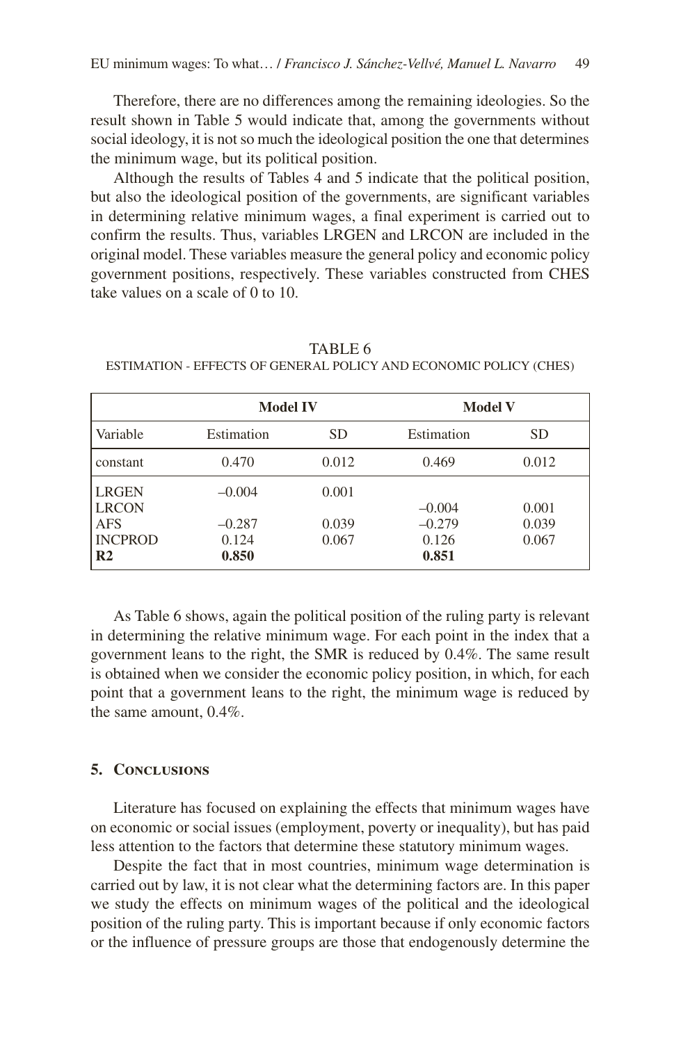Therefore, there are no differences among the remaining ideologies. So the result shown in Table 5 would indicate that, among the governments without social ideology, it is not so much the ideological position the one that determines the minimum wage, but its political position.

Although the results of Tables 4 and 5 indicate that the political position, but also the ideological position of the governments, are significant variables in determining relative minimum wages, a final experiment is carried out to confirm the results. Thus, variables LRGEN and LRCON are included in the original model. These variables measure the general policy and economic policy government positions, respectively. These variables constructed from CHES take values on a scale of 0 to 10.

TABLE 6
ESTIMATION - EFFECTS OF GENERAL POLICY AND ECONOMIC POLICY (CHES)

| | **Model IV** | | **Model V** | |
|---|---|---|---|---|
| Variable | Estimation | SD | Estimation | SD |
| constant | 0.470 | 0.012 | 0.469 | 0.012 |
| LRGEN | –0.004 | 0.001 | | |
| LRCON | | | –0.004 | 0.001 |
| AFS | –0.287 | 0.039 | –0.279 | 0.039 |
| INCPROD | 0.124 | 0.067 | 0.126 | 0.067 |
| **R2** | **0.850** | | **0.851** | |

As Table 6 shows, again the political position of the ruling party is relevant in determining the relative minimum wage. For each point in the index that a government leans to the right, the SMR is reduced by 0.4%. The same result is obtained when we consider the economic policy position, in which, for each point that a government leans to the right, the minimum wage is reduced by the same amount, 0.4%.

## 5. Conclusions

Literature has focused on explaining the effects that minimum wages have on economic or social issues (employment, poverty or inequality), but has paid less attention to the factors that determine these statutory minimum wages.

Despite the fact that in most countries, minimum wage determination is carried out by law, it is not clear what the determining factors are. In this paper we study the effects on minimum wages of the political and the ideological position of the ruling party. This is important because if only economic factors or the influence of pressure groups are those that endogenously determine the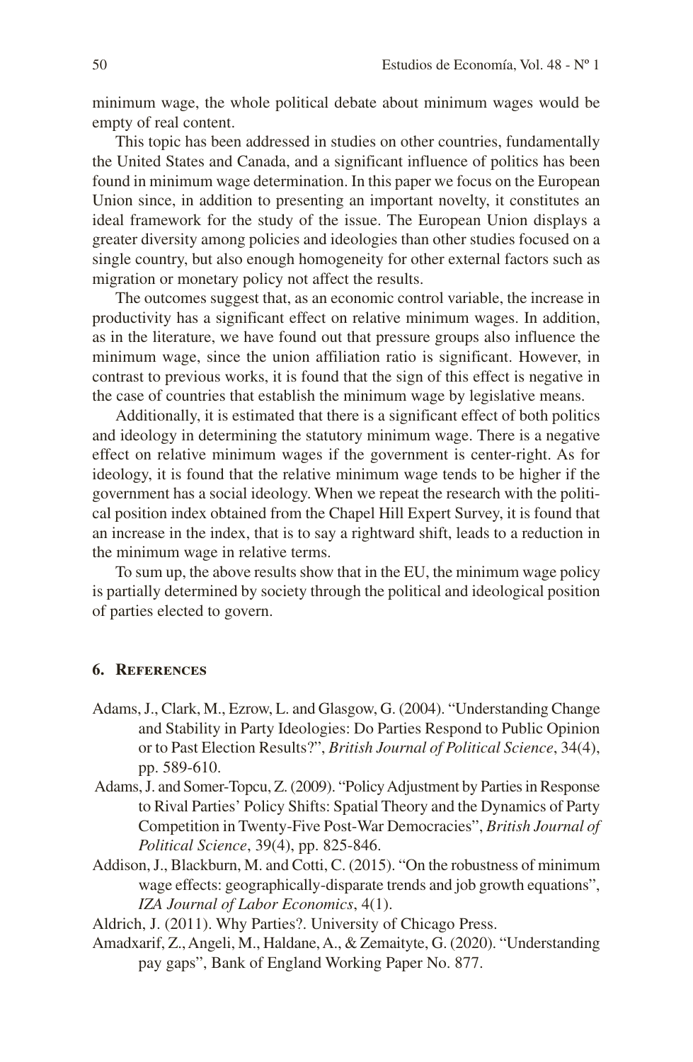minimum wage, the whole political debate about minimum wages would be empty of real content.

This topic has been addressed in studies on other countries, fundamentally the United States and Canada, and a significant influence of politics has been found in minimum wage determination. In this paper we focus on the European Union since, in addition to presenting an important novelty, it constitutes an ideal framework for the study of the issue. The European Union displays a greater diversity among policies and ideologies than other studies focused on a single country, but also enough homogeneity for other external factors such as migration or monetary policy not affect the results.

The outcomes suggest that, as an economic control variable, the increase in productivity has a significant effect on relative minimum wages. In addition, as in the literature, we have found out that pressure groups also influence the minimum wage, since the union affiliation ratio is significant. However, in contrast to previous works, it is found that the sign of this effect is negative in the case of countries that establish the minimum wage by legislative means.

Additionally, it is estimated that there is a significant effect of both politics and ideology in determining the statutory minimum wage. There is a negative effect on relative minimum wages if the government is center-right. As for ideology, it is found that the relative minimum wage tends to be higher if the government has a social ideology. When we repeat the research with the political position index obtained from the Chapel Hill Expert Survey, it is found that an increase in the index, that is to say a rightward shift, leads to a reduction in the minimum wage in relative terms.

To sum up, the above results show that in the EU, the minimum wage policy is partially determined by society through the political and ideological position of parties elected to govern.

## 6. References

Adams, J., Clark, M., Ezrow, L. and Glasgow, G. (2004). "Understanding Change and Stability in Party Ideologies: Do Parties Respond to Public Opinion or to Past Election Results?", *British Journal of Political Science*, 34(4), pp. 589-610.

Adams, J. and Somer-Topcu, Z. (2009). "Policy Adjustment by Parties in Response to Rival Parties' Policy Shifts: Spatial Theory and the Dynamics of Party Competition in Twenty-Five Post-War Democracies", *British Journal of Political Science*, 39(4), pp. 825-846.

Addison, J., Blackburn, M. and Cotti, C. (2015). "On the robustness of minimum wage effects: geographically-disparate trends and job growth equations", *IZA Journal of Labor Economics*, 4(1).

Aldrich, J. (2011). Why Parties?. University of Chicago Press.

Amadxarif, Z., Angeli, M., Haldane, A., & Zemaityte, G. (2020). "Understanding pay gaps", Bank of England Working Paper No. 877.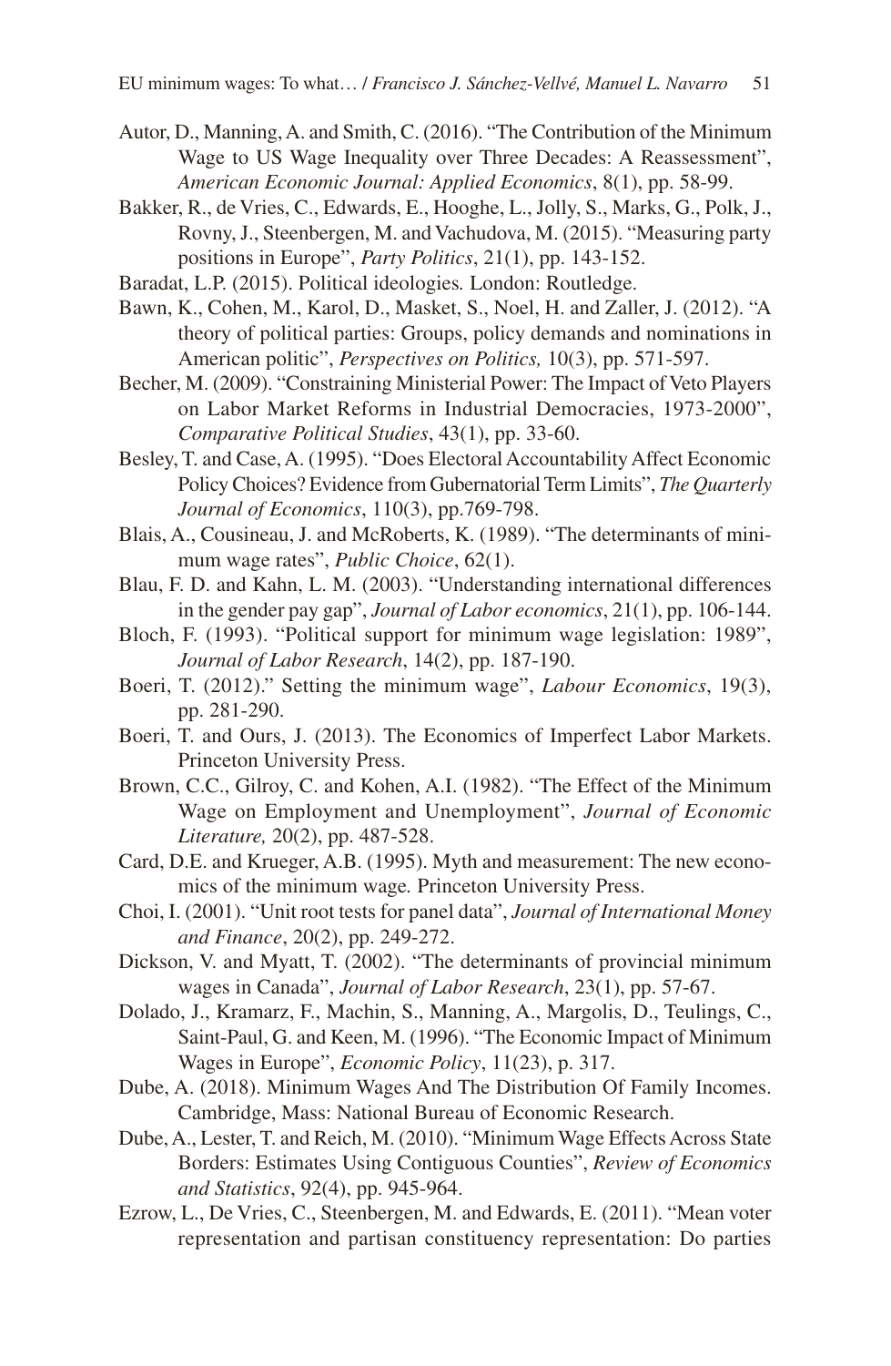Autor, D., Manning, A. and Smith, C. (2016). "The Contribution of the Minimum Wage to US Wage Inequality over Three Decades: A Reassessment", *American Economic Journal: Applied Economics*, 8(1), pp. 58-99.

Bakker, R., de Vries, C., Edwards, E., Hooghe, L., Jolly, S., Marks, G., Polk, J., Rovny, J., Steenbergen, M. and Vachudova, M. (2015). "Measuring party positions in Europe", *Party Politics*, 21(1), pp. 143-152.

Baradat, L.P. (2015). Political ideologies*.* London: Routledge.

Bawn, K., Cohen, M., Karol, D., Masket, S., Noel, H. and Zaller, J. (2012). "A theory of political parties: Groups, policy demands and nominations in American politic", *Perspectives on Politics,* 10(3), pp. 571-597.

Becher, M. (2009). "Constraining Ministerial Power: The Impact of Veto Players on Labor Market Reforms in Industrial Democracies, 1973-2000", *Comparative Political Studies*, 43(1), pp. 33-60.

Besley, T. and Case, A. (1995). "Does Electoral Accountability Affect Economic Policy Choices? Evidence from Gubernatorial Term Limits", *The Quarterly Journal of Economics*, 110(3), pp.769-798.

Blais, A., Cousineau, J. and McRoberts, K. (1989). "The determinants of minimum wage rates", *Public Choice*, 62(1).

Blau, F. D. and Kahn, L. M. (2003). "Understanding international differences in the gender pay gap", *Journal of Labor economics*, 21(1), pp. 106-144.

Bloch, F. (1993). "Political support for minimum wage legislation: 1989", *Journal of Labor Research*, 14(2), pp. 187-190.

Boeri, T. (2012)." Setting the minimum wage", *Labour Economics*, 19(3), pp. 281-290.

Boeri, T. and Ours, J. (2013). The Economics of Imperfect Labor Markets. Princeton University Press.

Brown, C.C., Gilroy, C. and Kohen, A.I. (1982). "The Effect of the Minimum Wage on Employment and Unemployment", *Journal of Economic Literature,* 20(2), pp. 487-528.

Card, D.E. and Krueger, A.B. (1995). Myth and measurement: The new economics of the minimum wage*.* Princeton University Press.

Choi, I. (2001). "Unit root tests for panel data", *Journal of International Money and Finance*, 20(2), pp. 249-272.

Dickson, V. and Myatt, T. (2002). "The determinants of provincial minimum wages in Canada", *Journal of Labor Research*, 23(1), pp. 57-67.

Dolado, J., Kramarz, F., Machin, S., Manning, A., Margolis, D., Teulings, C., Saint-Paul, G. and Keen, M. (1996). "The Economic Impact of Minimum Wages in Europe", *Economic Policy*, 11(23), p. 317.

Dube, A. (2018). Minimum Wages And The Distribution Of Family Incomes. Cambridge, Mass: National Bureau of Economic Research.

Dube, A., Lester, T. and Reich, M. (2010). "Minimum Wage Effects Across State Borders: Estimates Using Contiguous Counties", *Review of Economics and Statistics*, 92(4), pp. 945-964.

Ezrow, L., De Vries, C., Steenbergen, M. and Edwards, E. (2011). "Mean voter representation and partisan constituency representation: Do parties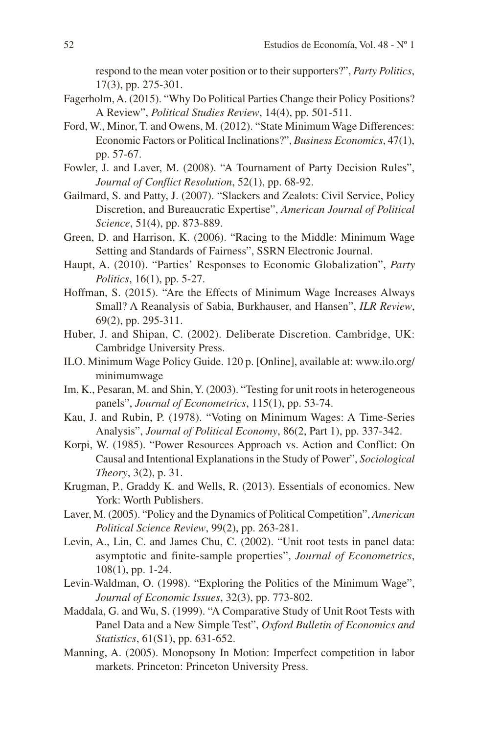respond to the mean voter position or to their supporters?", *Party Politics*, 17(3), pp. 275-301.

Fagerholm, A. (2015). "Why Do Political Parties Change their Policy Positions? A Review", *Political Studies Review*, 14(4), pp. 501-511.

Ford, W., Minor, T. and Owens, M. (2012). "State Minimum Wage Differences: Economic Factors or Political Inclinations?", *Business Economics*, 47(1), pp. 57-67.

Fowler, J. and Laver, M. (2008). "A Tournament of Party Decision Rules", *Journal of Conflict Resolution*, 52(1), pp. 68-92.

Gailmard, S. and Patty, J. (2007). "Slackers and Zealots: Civil Service, Policy Discretion, and Bureaucratic Expertise", *American Journal of Political Science*, 51(4), pp. 873-889.

Green, D. and Harrison, K. (2006). "Racing to the Middle: Minimum Wage Setting and Standards of Fairness", SSRN Electronic Journal.

Haupt, A. (2010). "Parties' Responses to Economic Globalization", *Party Politics*, 16(1), pp. 5-27.

Hoffman, S. (2015). "Are the Effects of Minimum Wage Increases Always Small? A Reanalysis of Sabia, Burkhauser, and Hansen", *ILR Review*, 69(2), pp. 295-311.

Huber, J. and Shipan, C. (2002). Deliberate Discretion. Cambridge, UK: Cambridge University Press.

ILO. Minimum Wage Policy Guide. 120 p. [Online], available at: www.ilo.org/minimumwage

Im, K., Pesaran, M. and Shin, Y. (2003). "Testing for unit roots in heterogeneous panels", *Journal of Econometrics*, 115(1), pp. 53-74.

Kau, J. and Rubin, P. (1978). "Voting on Minimum Wages: A Time-Series Analysis", *Journal of Political Economy*, 86(2, Part 1), pp. 337-342.

Korpi, W. (1985). "Power Resources Approach vs. Action and Conflict: On Causal and Intentional Explanations in the Study of Power", *Sociological Theory*, 3(2), p. 31.

Krugman, P., Graddy K. and Wells, R. (2013). Essentials of economics. New York: Worth Publishers.

Laver, M. (2005). "Policy and the Dynamics of Political Competition", *American Political Science Review*, 99(2), pp. 263-281.

Levin, A., Lin, C. and James Chu, C. (2002). "Unit root tests in panel data: asymptotic and finite-sample properties", *Journal of Econometrics*, 108(1), pp. 1-24.

Levin-Waldman, O. (1998). "Exploring the Politics of the Minimum Wage", *Journal of Economic Issues*, 32(3), pp. 773-802.

Maddala, G. and Wu, S. (1999). "A Comparative Study of Unit Root Tests with Panel Data and a New Simple Test", *Oxford Bulletin of Economics and Statistics*, 61(S1), pp. 631-652.

Manning, A. (2005). Monopsony In Motion: Imperfect competition in labor markets. Princeton: Princeton University Press.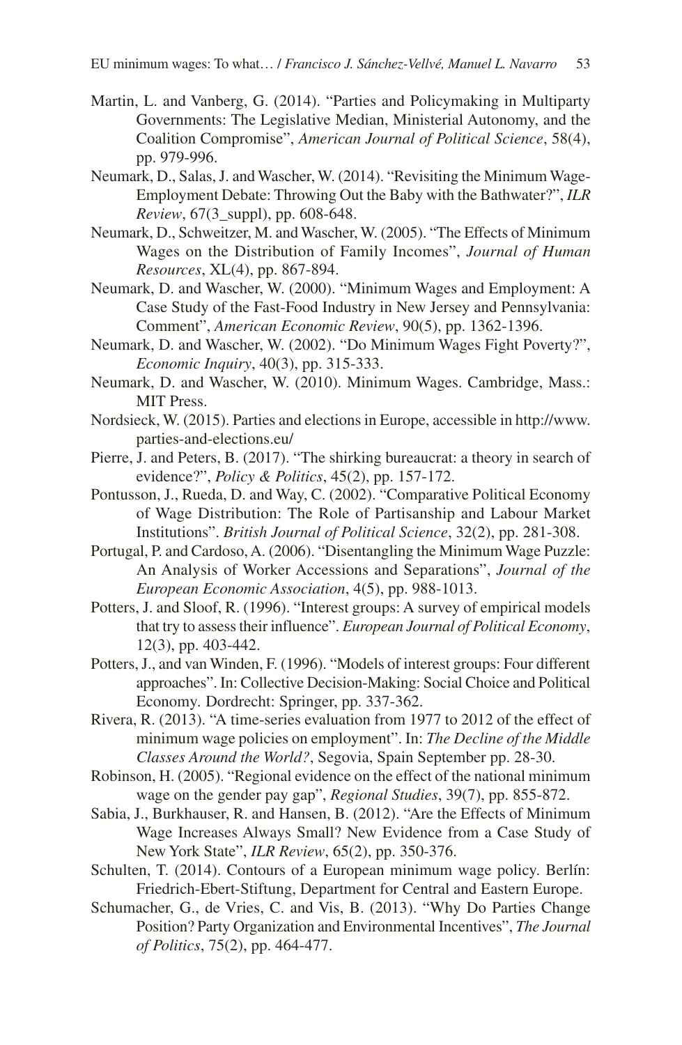Martin, L. and Vanberg, G. (2014). "Parties and Policymaking in Multiparty Governments: The Legislative Median, Ministerial Autonomy, and the Coalition Compromise", *American Journal of Political Science*, 58(4), pp. 979-996.

Neumark, D., Salas, J. and Wascher, W. (2014). "Revisiting the Minimum Wage-Employment Debate: Throwing Out the Baby with the Bathwater?", *ILR Review*, 67(3_suppl), pp. 608-648.

Neumark, D., Schweitzer, M. and Wascher, W. (2005). "The Effects of Minimum Wages on the Distribution of Family Incomes", *Journal of Human Resources*, XL(4), pp. 867-894.

Neumark, D. and Wascher, W. (2000). "Minimum Wages and Employment: A Case Study of the Fast-Food Industry in New Jersey and Pennsylvania: Comment", *American Economic Review*, 90(5), pp. 1362-1396.

Neumark, D. and Wascher, W. (2002). "Do Minimum Wages Fight Poverty?", *Economic Inquiry*, 40(3), pp. 315-333.

Neumark, D. and Wascher, W. (2010). Minimum Wages. Cambridge, Mass.: MIT Press.

Nordsieck, W. (2015). Parties and elections in Europe, accessible in http://www.parties-and-elections.eu/

Pierre, J. and Peters, B. (2017). "The shirking bureaucrat: a theory in search of evidence?", *Policy & Politics*, 45(2), pp. 157-172.

Pontusson, J., Rueda, D. and Way, C. (2002). "Comparative Political Economy of Wage Distribution: The Role of Partisanship and Labour Market Institutions". *British Journal of Political Science*, 32(2), pp. 281-308.

Portugal, P. and Cardoso, A. (2006). "Disentangling the Minimum Wage Puzzle: An Analysis of Worker Accessions and Separations", *Journal of the European Economic Association*, 4(5), pp. 988-1013.

Potters, J. and Sloof, R. (1996). "Interest groups: A survey of empirical models that try to assess their influence". *European Journal of Political Economy*, 12(3), pp. 403-442.

Potters, J., and van Winden, F. (1996). "Models of interest groups: Four different approaches". In: Collective Decision-Making: Social Choice and Political Economy. Dordrecht: Springer, pp. 337-362.

Rivera, R. (2013). "A time-series evaluation from 1977 to 2012 of the effect of minimum wage policies on employment". In: *The Decline of the Middle Classes Around the World?*, Segovia, Spain September pp. 28-30.

Robinson, H. (2005). "Regional evidence on the effect of the national minimum wage on the gender pay gap", *Regional Studies*, 39(7), pp. 855-872.

Sabia, J., Burkhauser, R. and Hansen, B. (2012). "Are the Effects of Minimum Wage Increases Always Small? New Evidence from a Case Study of New York State", *ILR Review*, 65(2), pp. 350-376.

Schulten, T. (2014). Contours of a European minimum wage policy. Berlín: Friedrich-Ebert-Stiftung, Department for Central and Eastern Europe.

Schumacher, G., de Vries, C. and Vis, B. (2013). "Why Do Parties Change Position? Party Organization and Environmental Incentives", *The Journal of Politics*, 75(2), pp. 464-477.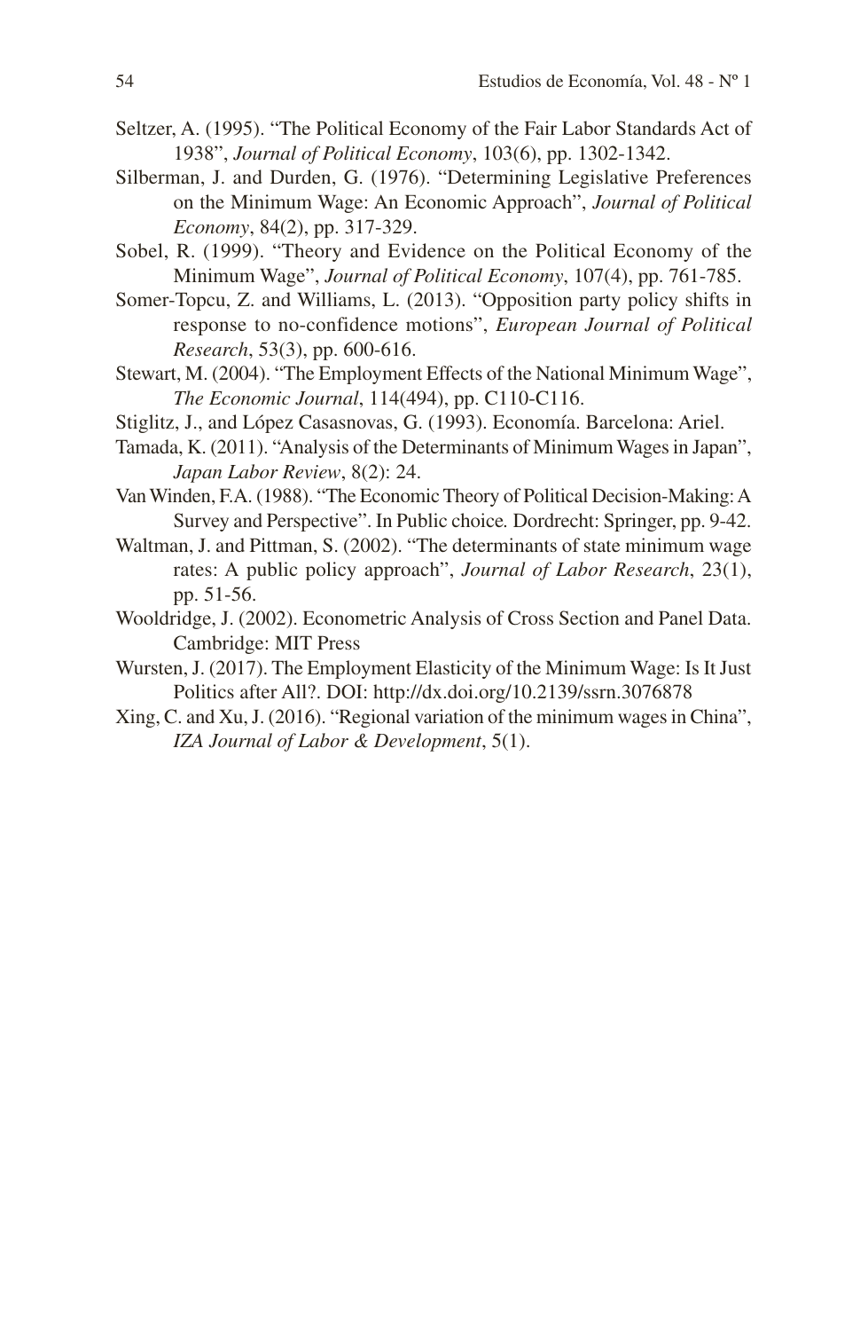Seltzer, A. (1995). "The Political Economy of the Fair Labor Standards Act of 1938", *Journal of Political Economy*, 103(6), pp. 1302-1342.

Silberman, J. and Durden, G. (1976). "Determining Legislative Preferences on the Minimum Wage: An Economic Approach", *Journal of Political Economy*, 84(2), pp. 317-329.

Sobel, R. (1999). "Theory and Evidence on the Political Economy of the Minimum Wage", *Journal of Political Economy*, 107(4), pp. 761-785.

Somer-Topcu, Z. and Williams, L. (2013). "Opposition party policy shifts in response to no-confidence motions", *European Journal of Political Research*, 53(3), pp. 600-616.

Stewart, M. (2004). "The Employment Effects of the National Minimum Wage", *The Economic Journal*, 114(494), pp. C110-C116.

Stiglitz, J., and López Casasnovas, G. (1993). Economía. Barcelona: Ariel.

Tamada, K. (2011). "Analysis of the Determinants of Minimum Wages in Japan", *Japan Labor Review*, 8(2): 24.

Van Winden, F.A. (1988). "The Economic Theory of Political Decision-Making: A Survey and Perspective". In Public choice. Dordrecht: Springer, pp. 9-42.

Waltman, J. and Pittman, S. (2002). "The determinants of state minimum wage rates: A public policy approach", *Journal of Labor Research*, 23(1), pp. 51-56.

Wooldridge, J. (2002). Econometric Analysis of Cross Section and Panel Data. Cambridge: MIT Press

Wursten, J. (2017). The Employment Elasticity of the Minimum Wage: Is It Just Politics after All?. DOI: http://dx.doi.org/10.2139/ssrn.3076878

Xing, C. and Xu, J. (2016). "Regional variation of the minimum wages in China", *IZA Journal of Labor & Development*, 5(1).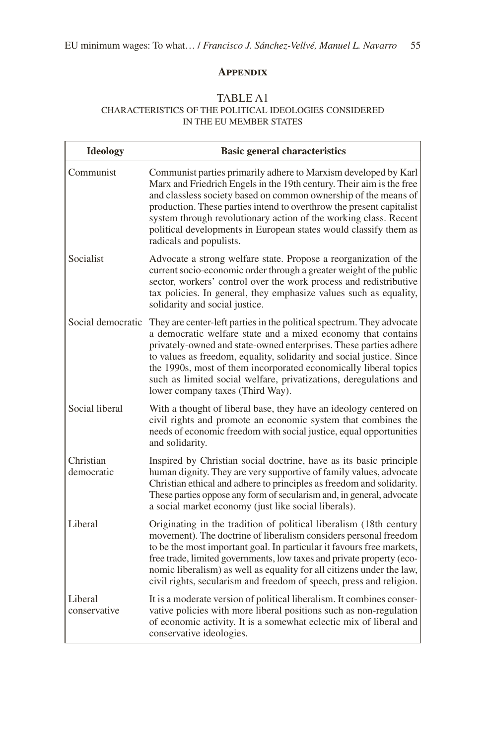## Appendix

TABLE A1
CHARACTERISTICS OF THE POLITICAL IDEOLOGIES CONSIDERED IN THE EU MEMBER STATES

| Ideology | Basic general characteristics |
|---|---|
| Communist | Communist parties primarily adhere to Marxism developed by Karl Marx and Friedrich Engels in the 19th century. Their aim is the free and classless society based on common ownership of the means of production. These parties intend to overthrow the present capitalist system through revolutionary action of the working class. Recent political developments in European states would classify them as radicals and populists. |
| Socialist | Advocate a strong welfare state. Propose a reorganization of the current socio-economic order through a greater weight of the public sector, workers' control over the work process and redistributive tax policies. In general, they emphasize values such as equality, solidarity and social justice. |
| Social democratic | They are center-left parties in the political spectrum. They advocate a democratic welfare state and a mixed economy that contains privately-owned and state-owned enterprises. These parties adhere to values as freedom, equality, solidarity and social justice. Since the 1990s, most of them incorporated economically liberal topics such as limited social welfare, privatizations, deregulations and lower company taxes (Third Way). |
| Social liberal | With a thought of liberal base, they have an ideology centered on civil rights and promote an economic system that combines the needs of economic freedom with social justice, equal opportunities and solidarity. |
| Christian democratic | Inspired by Christian social doctrine, have as its basic principle human dignity. They are very supportive of family values, advocate Christian ethical and adhere to principles as freedom and solidarity. These parties oppose any form of secularism and, in general, advocate a social market economy (just like social liberals). |
| Liberal | Originating in the tradition of political liberalism (18th century movement). The doctrine of liberalism considers personal freedom to be the most important goal. In particular it favours free markets, free trade, limited governments, low taxes and private property (economic liberalism) as well as equality for all citizens under the law, civil rights, secularism and freedom of speech, press and religion. |
| Liberal conservative | It is a moderate version of political liberalism. It combines conservative policies with more liberal positions such as non-regulation of economic activity. It is a somewhat eclectic mix of liberal and conservative ideologies. |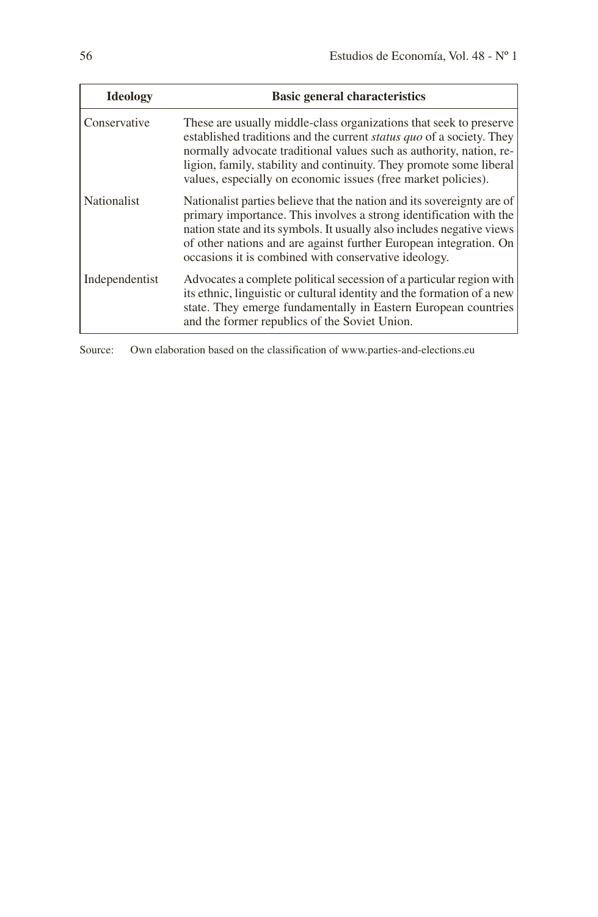| Ideology | Basic general characteristics |
|---|---|
| Conservative | These are usually middle-class organizations that seek to preserve established traditions and the current *status quo* of a society. They normally advocate traditional values such as authority, nation, religion, family, stability and continuity. They promote some liberal values, especially on economic issues (free market policies). |
| Nationalist | Nationalist parties believe that the nation and its sovereignty are of primary importance. This involves a strong identification with the nation state and its symbols. It usually also includes negative views of other nations and are against further European integration. On occasions it is combined with conservative ideology. |
| Independentist | Advocates a complete political secession of a particular region with its ethnic, linguistic or cultural identity and the formation of a new state. They emerge fundamentally in Eastern European countries and the former republics of the Soviet Union. |

Source: Own elaboration based on the classification of www.parties-and-elections.eu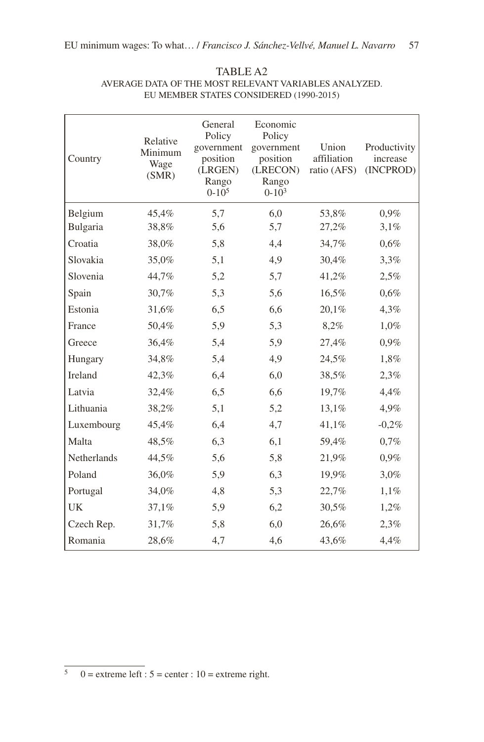TABLE A2

AVERAGE DATA OF THE MOST RELEVANT VARIABLES ANALYZED. EU MEMBER STATES CONSIDERED (1990-2015)

| Country | Relative Minimum Wage (SMR) | General Policy government position (LRGEN) Rango 0-10[5] | Economic Policy government position (LRECON) Rango 0-10[3] | Union affiliation ratio (AFS) | Productivity increase (INCPROD) |
|---|---|---|---|---|---|
| Belgium | 45,4% | 5,7 | 6,0 | 53,8% | 0,9% |
| Bulgaria | 38,8% | 5,6 | 5,7 | 27,2% | 3,1% |
| Croatia | 38,0% | 5,8 | 4,4 | 34,7% | 0,6% |
| Slovakia | 35,0% | 5,1 | 4,9 | 30,4% | 3,3% |
| Slovenia | 44,7% | 5,2 | 5,7 | 41,2% | 2,5% |
| Spain | 30,7% | 5,3 | 5,6 | 16,5% | 0,6% |
| Estonia | 31,6% | 6,5 | 6,6 | 20,1% | 4,3% |
| France | 50,4% | 5,9 | 5,3 | 8,2% | 1,0% |
| Greece | 36,4% | 5,4 | 5,9 | 27,4% | 0,9% |
| Hungary | 34,8% | 5,4 | 4,9 | 24,5% | 1,8% |
| Ireland | 42,3% | 6,4 | 6,0 | 38,5% | 2,3% |
| Latvia | 32,4% | 6,5 | 6,6 | 19,7% | 4,4% |
| Lithuania | 38,2% | 5,1 | 5,2 | 13,1% | 4,9% |
| Luxembourg | 45,4% | 6,4 | 4,7 | 41,1% | -0,2% |
| Malta | 48,5% | 6,3 | 6,1 | 59,4% | 0,7% |
| Netherlands | 44,5% | 5,6 | 5,8 | 21,9% | 0,9% |
| Poland | 36,0% | 5,9 | 6,3 | 19,9% | 3,0% |
| Portugal | 34,0% | 4,8 | 5,3 | 22,7% | 1,1% |
| UK | 37,1% | 5,9 | 6,2 | 30,5% | 1,2% |
| Czech Rep. | 31,7% | 5,8 | 6,0 | 26,6% | 2,3% |
| Romania | 28,6% | 4,7 | 4,6 | 43,6% | 4,4% |

[5] 0 = extreme left : 5 = center : 10 = extreme right.